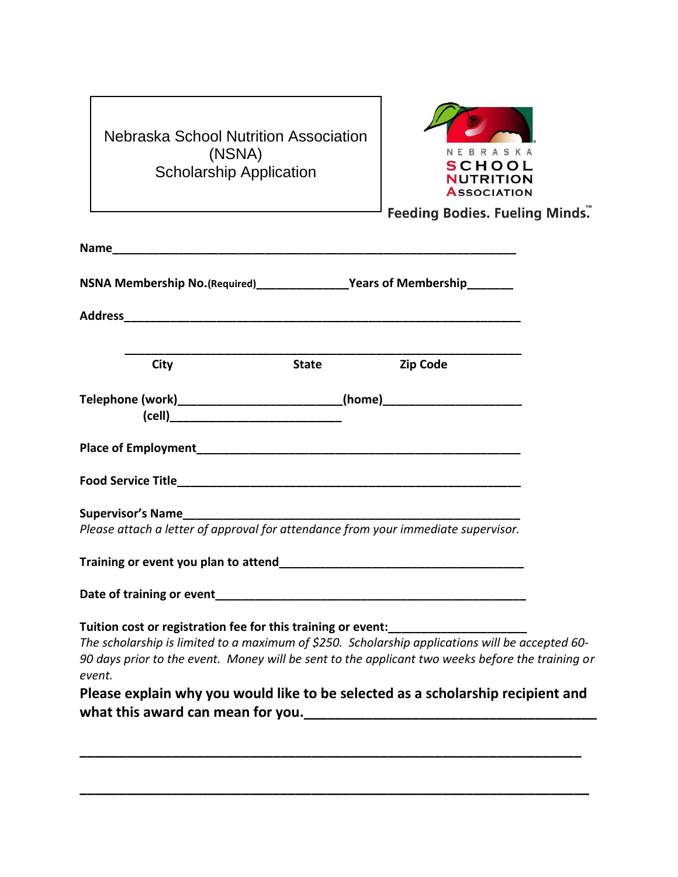# Nebraska School Nutrition Association (NSNA) Scholarship Application

NEBRASKA SCHOOL NUTRITION ASSOCIATION

Feeding Bodies. Fueling Minds.™

**Name**\_\_\_\_\_\_\_\_\_\_\_\_\_\_\_\_\_\_\_\_\_\_\_\_\_\_\_\_\_\_\_\_\_\_\_\_\_\_\_\_\_\_\_\_\_\_\_\_\_\_\_\_\_\_\_\_\_\_\_\_

**NSNA Membership No.(Required)**\_\_\_\_\_\_\_\_\_\_\_\_\_\_\_**Years of Membership**\_\_\_\_\_\_\_

**Address**\_\_\_\_\_\_\_\_\_\_\_\_\_\_\_\_\_\_\_\_\_\_\_\_\_\_\_\_\_\_\_\_\_\_\_\_\_\_\_\_\_\_\_\_\_\_\_\_\_\_\_\_\_\_\_\_\_\_\_\_

\_\_\_\_\_\_\_\_\_\_\_\_\_\_\_\_\_\_\_\_\_\_\_\_\_\_\_\_\_\_\_\_\_\_\_\_\_\_\_\_\_\_\_\_\_\_\_\_\_\_\_\_\_\_\_\_\_\_\_\_

**City** **State** **Zip Code**

**Telephone (work)**\_\_\_\_\_\_\_\_\_\_\_\_\_\_\_\_\_\_\_\_\_\_\_\_\_**(home)**\_\_\_\_\_\_\_\_\_\_\_\_\_\_\_\_\_\_\_\_\_

**(cell)**\_\_\_\_\_\_\_\_\_\_\_\_\_\_\_\_\_\_\_\_\_\_\_\_\_\_\_

**Place of Employment**\_\_\_\_\_\_\_\_\_\_\_\_\_\_\_\_\_\_\_\_\_\_\_\_\_\_\_\_\_\_\_\_\_\_\_\_\_\_\_\_\_\_\_\_\_\_\_\_\_\_

**Food Service Title**\_\_\_\_\_\_\_\_\_\_\_\_\_\_\_\_\_\_\_\_\_\_\_\_\_\_\_\_\_\_\_\_\_\_\_\_\_\_\_\_\_\_\_\_\_\_\_\_\_\_\_\_\_\_

**Supervisor's Name**\_\_\_\_\_\_\_\_\_\_\_\_\_\_\_\_\_\_\_\_\_\_\_\_\_\_\_\_\_\_\_\_\_\_\_\_\_\_\_\_\_\_\_\_\_\_\_\_\_\_\_\_\_
*Please attach a letter of approval for attendance from your immediate supervisor.*

**Training or event you plan to attend**\_\_\_\_\_\_\_\_\_\_\_\_\_\_\_\_\_\_\_\_\_\_\_\_\_\_\_\_\_\_\_\_\_\_\_\_\_\_

**Date of training or event**\_\_\_\_\_\_\_\_\_\_\_\_\_\_\_\_\_\_\_\_\_\_\_\_\_\_\_\_\_\_\_\_\_\_\_\_\_\_\_\_\_\_\_\_\_\_\_\_\_

**Tuition cost or registration fee for this training or event:**\_\_\_\_\_\_\_\_\_\_\_\_\_\_\_\_\_\_\_\_\_
*The scholarship is limited to a maximum of $250. Scholarship applications will be accepted 60-90 days prior to the event. Money will be sent to the applicant two weeks before the training or event.*

**Please explain why you would like to be selected as a scholarship recipient and what this award can mean for you.**\_\_\_\_\_\_\_\_\_\_\_\_\_\_\_\_\_\_\_\_\_\_\_\_\_\_\_\_\_\_\_\_\_\_\_\_\_\_\_\_

\_\_\_\_\_\_\_\_\_\_\_\_\_\_\_\_\_\_\_\_\_\_\_\_\_\_\_\_\_\_\_\_\_\_\_\_\_\_\_\_\_\_\_\_\_\_\_\_\_\_\_\_\_\_\_\_\_\_\_\_\_\_\_

\_\_\_\_\_\_\_\_\_\_\_\_\_\_\_\_\_\_\_\_\_\_\_\_\_\_\_\_\_\_\_\_\_\_\_\_\_\_\_\_\_\_\_\_\_\_\_\_\_\_\_\_\_\_\_\_\_\_\_\_\_\_\_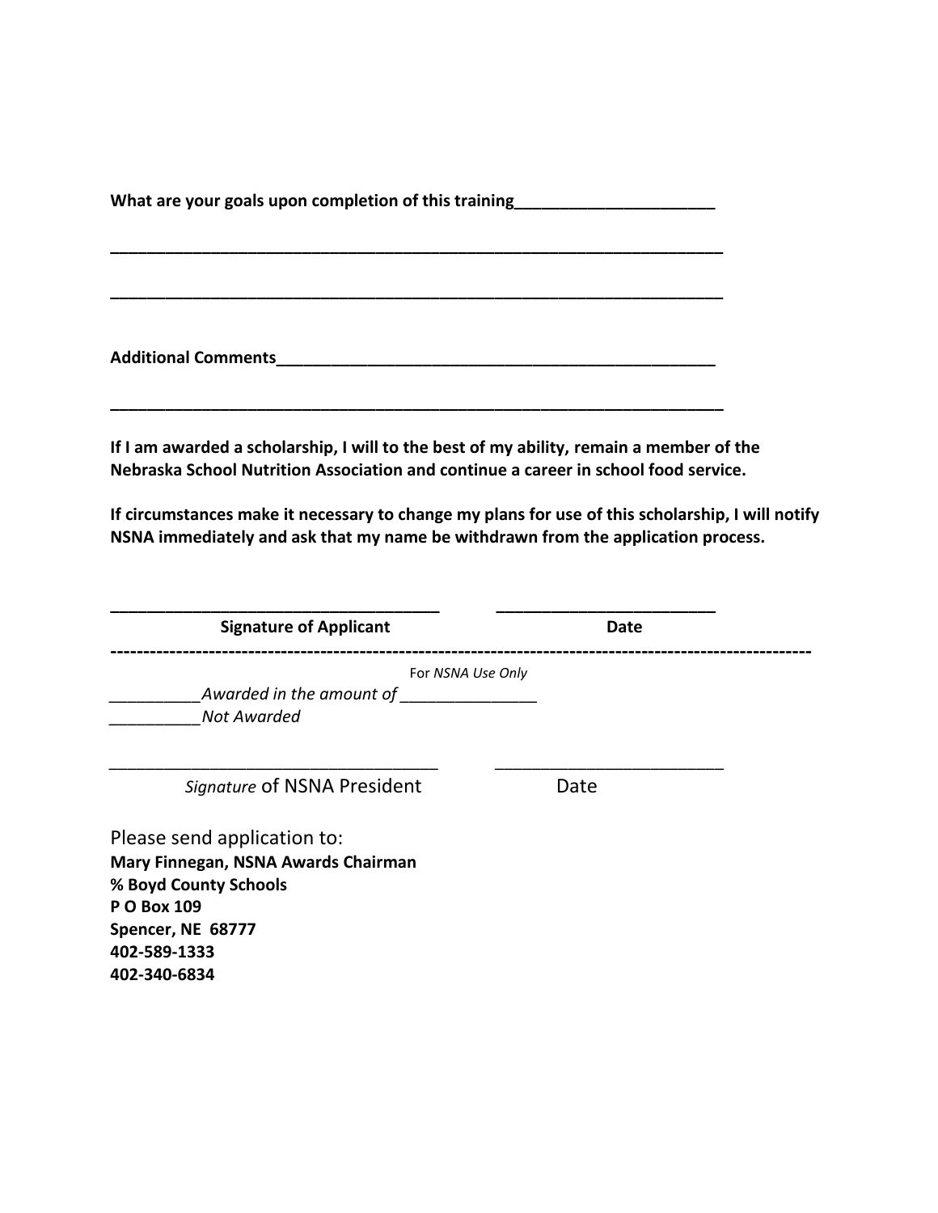**What are your goals upon completion of this training______________________**

**_____________________________________________________________________**

**_____________________________________________________________________**

**Additional Comments_________________________________________________**

**_____________________________________________________________________**

**If I am awarded a scholarship, I will to the best of my ability, remain a member of the Nebraska School Nutrition Association and continue a career in school food service.**

**If circumstances make it necessary to change my plans for use of this scholarship, I will notify NSNA immediately and ask that my name be withdrawn from the application process.**

**____________________________________ ________________________**

**Signature of Applicant Date**

---

For *NSNA Use Only*

__________*Awarded in the amount of* _______________

__________*Not Awarded*

____________________________________ ________________________

*Signature* of NSNA President Date

Please send application to:

**Mary Finnegan, NSNA Awards Chairman**
**% Boyd County Schools**
**P O Box 109**
**Spencer, NE 68777**
**402-589-1333**
**402-340-6834**